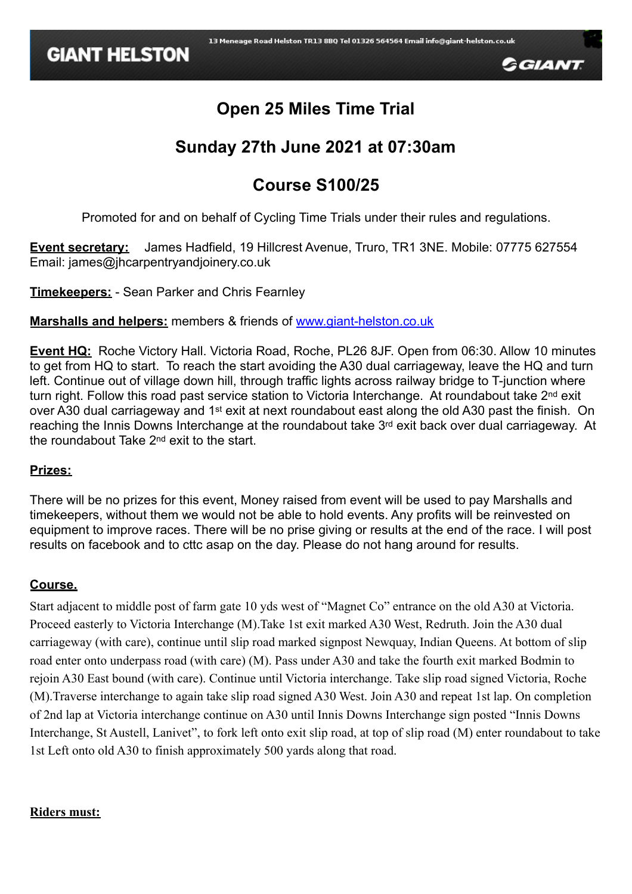GIANT HELSTON

13 Meneage Road Helston TR13 8BQ Tel 01326 564564 Email info@giant-helston.co.uk

# Open 25 Miles Time Trial

## Sunday 27th June 2021 at 07:30am

## Course S100/25

Promoted for and on behalf of Cycling Time Trials under their rules and regulations.

**Event secretary:** James Hadfield, 19 Hillcrest Avenue, Truro, TR1 3NE. Mobile: 07775 627554 Email: james@jhcarpentryandjoinery.co.uk

**Timekeepers:** - Sean Parker and Chris Fearnley

**Marshalls and helpers:** members & friends of [www.giant-helston.co.uk](www.giant-helston.co.uk)

**Event HQ:** Roche Victory Hall. Victoria Road, Roche, PL26 8JF. Open from 06:30. Allow 10 minutes to get from HQ to start. To reach the start avoiding the A30 dual carriageway, leave the HQ and turn left. Continue out of village down hill, through traffic lights across railway bridge to T-junction where turn right. Follow this road past service station to Victoria Interchange. At roundabout take 2nd exit over A30 dual carriageway and 1st exit at next roundabout east along the old A30 past the finish. On reaching the Innis Downs Interchange at the roundabout take 3rd exit back over dual carriageway. At the roundabout Take 2nd exit to the start.

**Prizes:**

There will be no prizes for this event, Money raised from event will be used to pay Marshalls and timekeepers, without them we would not be able to hold events. Any profits will be reinvested on equipment to improve races. There will be no prise giving or results at the end of the race. I will post results on facebook and to cttc asap on the day. Please do not hang around for results.

**Course.**

Start adjacent to middle post of farm gate 10 yds west of "Magnet Co" entrance on the old A30 at Victoria. Proceed easterly to Victoria Interchange (M).Take 1st exit marked A30 West, Redruth. Join the A30 dual carriageway (with care), continue until slip road marked signpost Newquay, Indian Queens. At bottom of slip road enter onto underpass road (with care) (M). Pass under A30 and take the fourth exit marked Bodmin to rejoin A30 East bound (with care). Continue until Victoria interchange. Take slip road signed Victoria, Roche (M).Traverse interchange to again take slip road signed A30 West. Join A30 and repeat 1st lap. On completion of 2nd lap at Victoria interchange continue on A30 until Innis Downs Interchange sign posted "Innis Downs Interchange, St Austell, Lanivet", to fork left onto exit slip road, at top of slip road (M) enter roundabout to take 1st Left onto old A30 to finish approximately 500 yards along that road.

**Riders must:**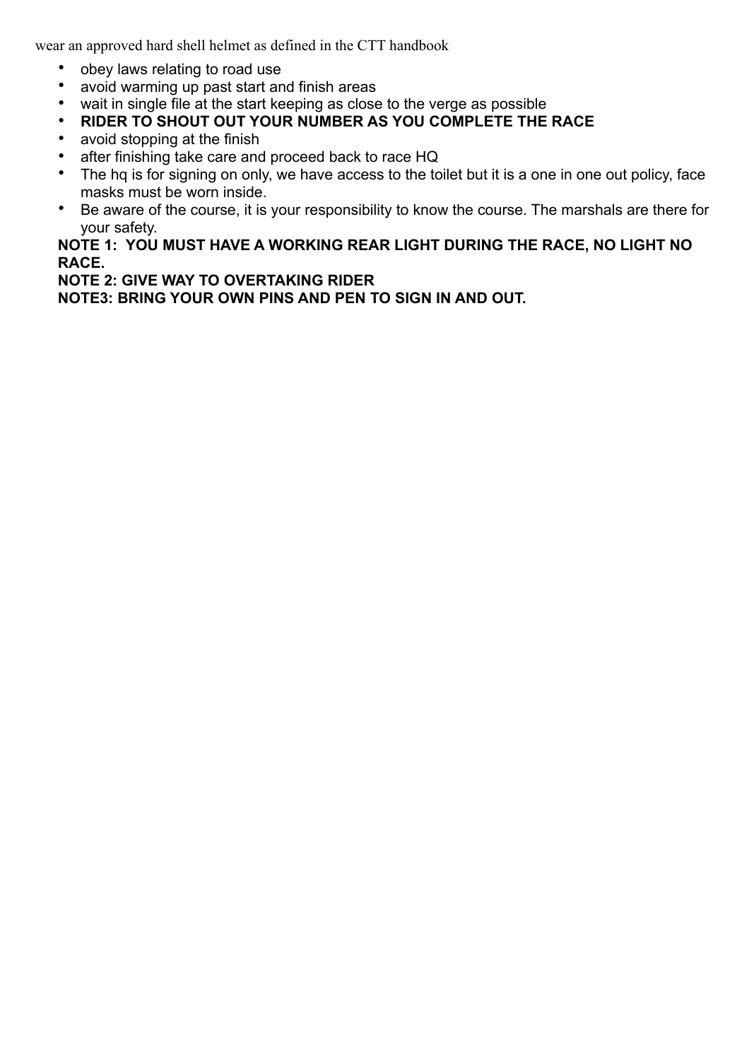wear an approved hard shell helmet as defined in the CTT handbook

- obey laws relating to road use
- avoid warming up past start and finish areas
- wait in single file at the start keeping as close to the verge as possible
- **RIDER TO SHOUT OUT YOUR NUMBER AS YOU COMPLETE THE RACE**
- avoid stopping at the finish
- after finishing take care and proceed back to race HQ
- The hq is for signing on only, we have access to the toilet but it is a one in one out policy, face masks must be worn inside.
- Be aware of the course, it is your responsibility to know the course. The marshals are there for your safety.

**NOTE 1: YOU MUST HAVE A WORKING REAR LIGHT DURING THE RACE, NO LIGHT NO RACE.**

**NOTE 2: GIVE WAY TO OVERTAKING RIDER**

**NOTE3: BRING YOUR OWN PINS AND PEN TO SIGN IN AND OUT.**